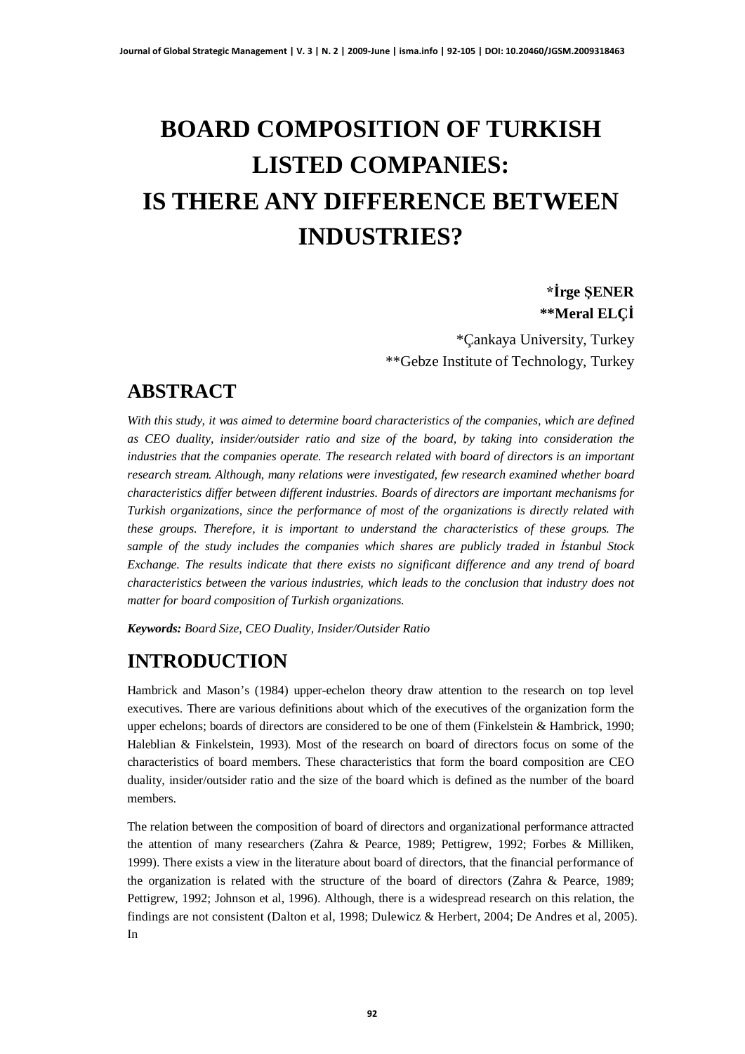# BOARD COMPOSITION OF TURKISH LISTED COMPANIES: IS THERE ANY DIFFERENCE BETWEEN INDUSTRIES?

**\*İrge ŞENER**
**\*\*Meral ELÇİ**

\*Çankaya University, Turkey
\*\*Gebze Institute of Technology, Turkey

## ABSTRACT

*With this study, it was aimed to determine board characteristics of the companies, which are defined as CEO duality, insider/outsider ratio and size of the board, by taking into consideration the industries that the companies operate. The research related with board of directors is an important research stream. Although, many relations were investigated, few research examined whether board characteristics differ between different industries. Boards of directors are important mechanisms for Turkish organizations, since the performance of most of the organizations is directly related with these groups. Therefore, it is important to understand the characteristics of these groups. The sample of the study includes the companies which shares are publicly traded in İstanbul Stock Exchange. The results indicate that there exists no significant difference and any trend of board characteristics between the various industries, which leads to the conclusion that industry does not matter for board composition of Turkish organizations.*

***Keywords:*** *Board Size, CEO Duality, Insider/Outsider Ratio*

## INTRODUCTION

Hambrick and Mason's (1984) upper-echelon theory draw attention to the research on top level executives. There are various definitions about which of the executives of the organization form the upper echelons; boards of directors are considered to be one of them (Finkelstein & Hambrick, 1990; Haleblian & Finkelstein, 1993). Most of the research on board of directors focus on some of the characteristics of board members. These characteristics that form the board composition are CEO duality, insider/outsider ratio and the size of the board which is defined as the number of the board members.

The relation between the composition of board of directors and organizational performance attracted the attention of many researchers (Zahra & Pearce, 1989; Pettigrew, 1992; Forbes & Milliken, 1999). There exists a view in the literature about board of directors, that the financial performance of the organization is related with the structure of the board of directors (Zahra & Pearce, 1989; Pettigrew, 1992; Johnson et al, 1996). Although, there is a widespread research on this relation, the findings are not consistent (Dalton et al, 1998; Dulewicz & Herbert, 2004; De Andres et al, 2005). In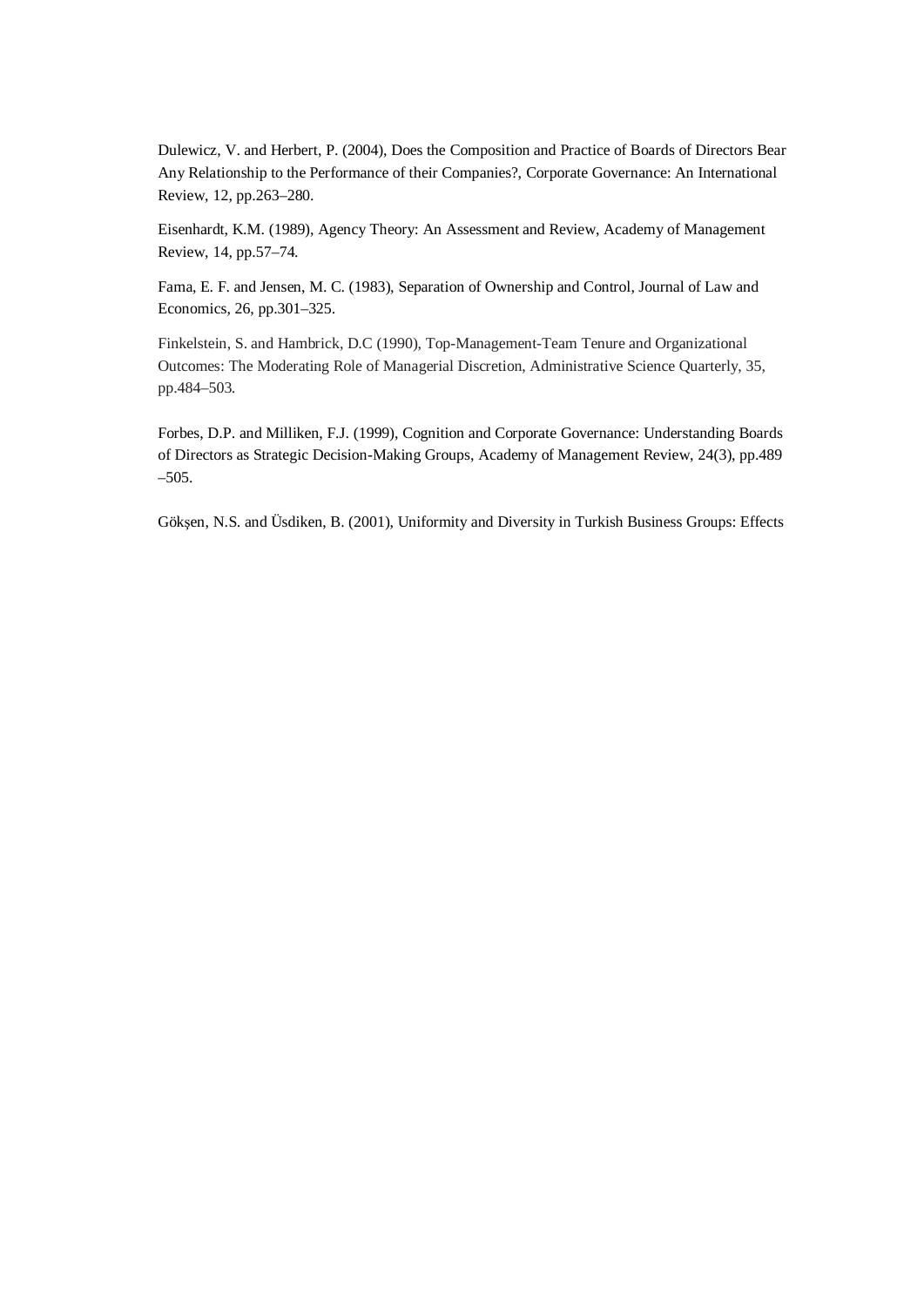Dulewicz, V. and Herbert, P. (2004), Does the Composition and Practice of Boards of Directors Bear Any Relationship to the Performance of their Companies?, Corporate Governance: An International Review, 12, pp.263–280.

Eisenhardt, K.M. (1989), Agency Theory: An Assessment and Review, Academy of Management Review, 14, pp.57–74.

Fama, E. F. and Jensen, M. C. (1983), Separation of Ownership and Control, Journal of Law and Economics, 26, pp.301–325.

Finkelstein, S. and Hambrick, D.C (1990), Top-Management-Team Tenure and Organizational Outcomes: The Moderating Role of Managerial Discretion, Administrative Science Quarterly, 35, pp.484–503.

Forbes, D.P. and Milliken, F.J. (1999), Cognition and Corporate Governance: Understanding Boards of Directors as Strategic Decision-Making Groups, Academy of Management Review, 24(3), pp.489 –505.

Gökşen, N.S. and Üsdiken, B. (2001), Uniformity and Diversity in Turkish Business Groups: Effects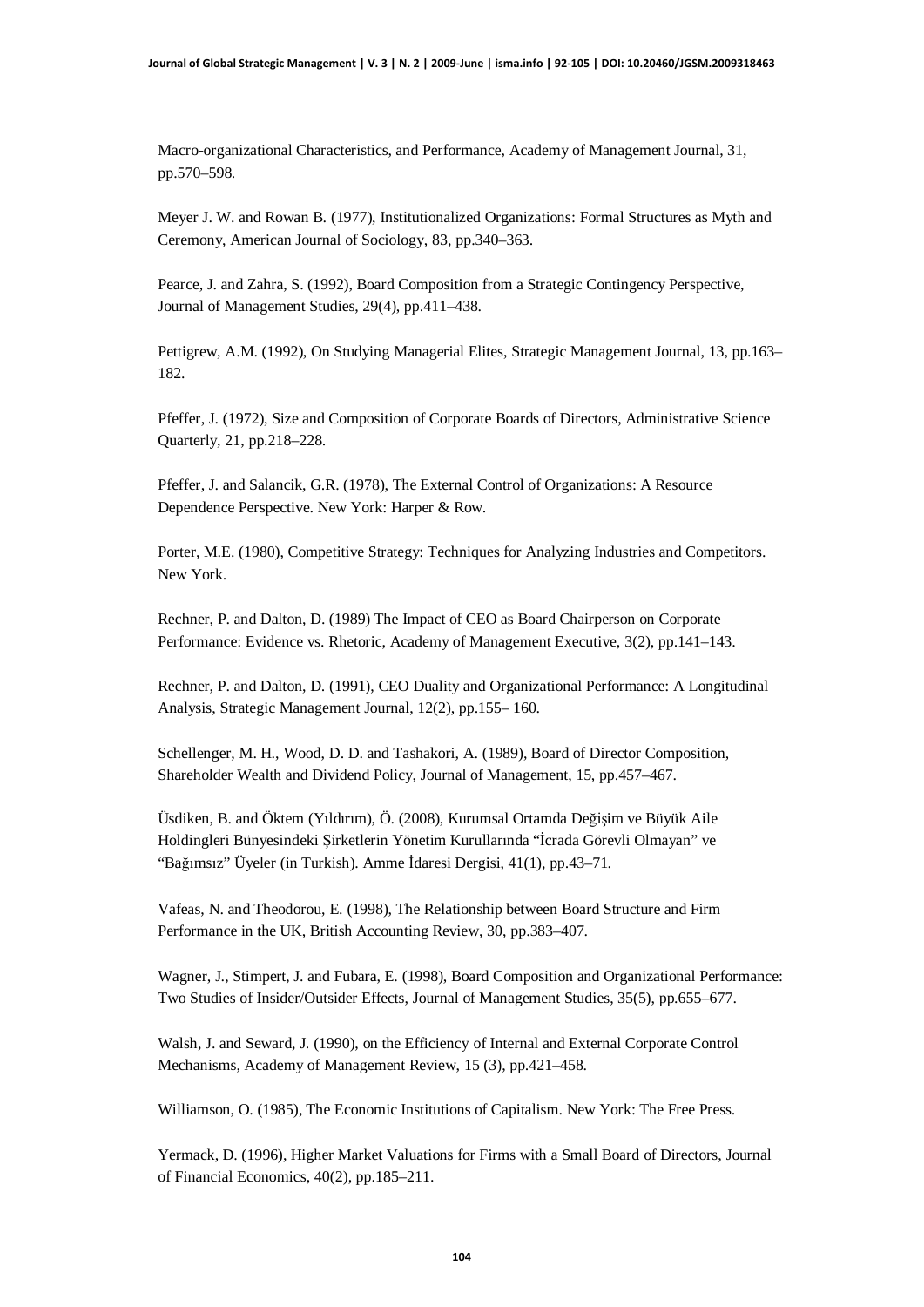Macro-organizational Characteristics, and Performance, Academy of Management Journal, 31, pp.570–598.

Meyer J. W. and Rowan B. (1977), Institutionalized Organizations: Formal Structures as Myth and Ceremony, American Journal of Sociology, 83, pp.340–363.

Pearce, J. and Zahra, S. (1992), Board Composition from a Strategic Contingency Perspective, Journal of Management Studies, 29(4), pp.411–438.

Pettigrew, A.M. (1992), On Studying Managerial Elites, Strategic Management Journal, 13, pp.163–182.

Pfeffer, J. (1972), Size and Composition of Corporate Boards of Directors, Administrative Science Quarterly, 21, pp.218–228.

Pfeffer, J. and Salancik, G.R. (1978), The External Control of Organizations: A Resource Dependence Perspective. New York: Harper & Row.

Porter, M.E. (1980), Competitive Strategy: Techniques for Analyzing Industries and Competitors. New York.

Rechner, P. and Dalton, D. (1989) The Impact of CEO as Board Chairperson on Corporate Performance: Evidence vs. Rhetoric, Academy of Management Executive, 3(2), pp.141–143.

Rechner, P. and Dalton, D. (1991), CEO Duality and Organizational Performance: A Longitudinal Analysis, Strategic Management Journal, 12(2), pp.155– 160.

Schellenger, M. H., Wood, D. D. and Tashakori, A. (1989), Board of Director Composition, Shareholder Wealth and Dividend Policy, Journal of Management, 15, pp.457–467.

Üsdiken, B. and Öktem (Yıldırım), Ö. (2008), Kurumsal Ortamda Değişim ve Büyük Aile Holdingleri Bünyesindeki Şirketlerin Yönetim Kurullarında "İcrada Görevli Olmayan" ve "Bağımsız" Üyeler (in Turkish). Amme İdaresi Dergisi, 41(1), pp.43–71.

Vafeas, N. and Theodorou, E. (1998), The Relationship between Board Structure and Firm Performance in the UK, British Accounting Review, 30, pp.383–407.

Wagner, J., Stimpert, J. and Fubara, E. (1998), Board Composition and Organizational Performance: Two Studies of Insider/Outsider Effects, Journal of Management Studies, 35(5), pp.655–677.

Walsh, J. and Seward, J. (1990), on the Efficiency of Internal and External Corporate Control Mechanisms, Academy of Management Review, 15 (3), pp.421–458.

Williamson, O. (1985), The Economic Institutions of Capitalism. New York: The Free Press.

Yermack, D. (1996), Higher Market Valuations for Firms with a Small Board of Directors, Journal of Financial Economics, 40(2), pp.185–211.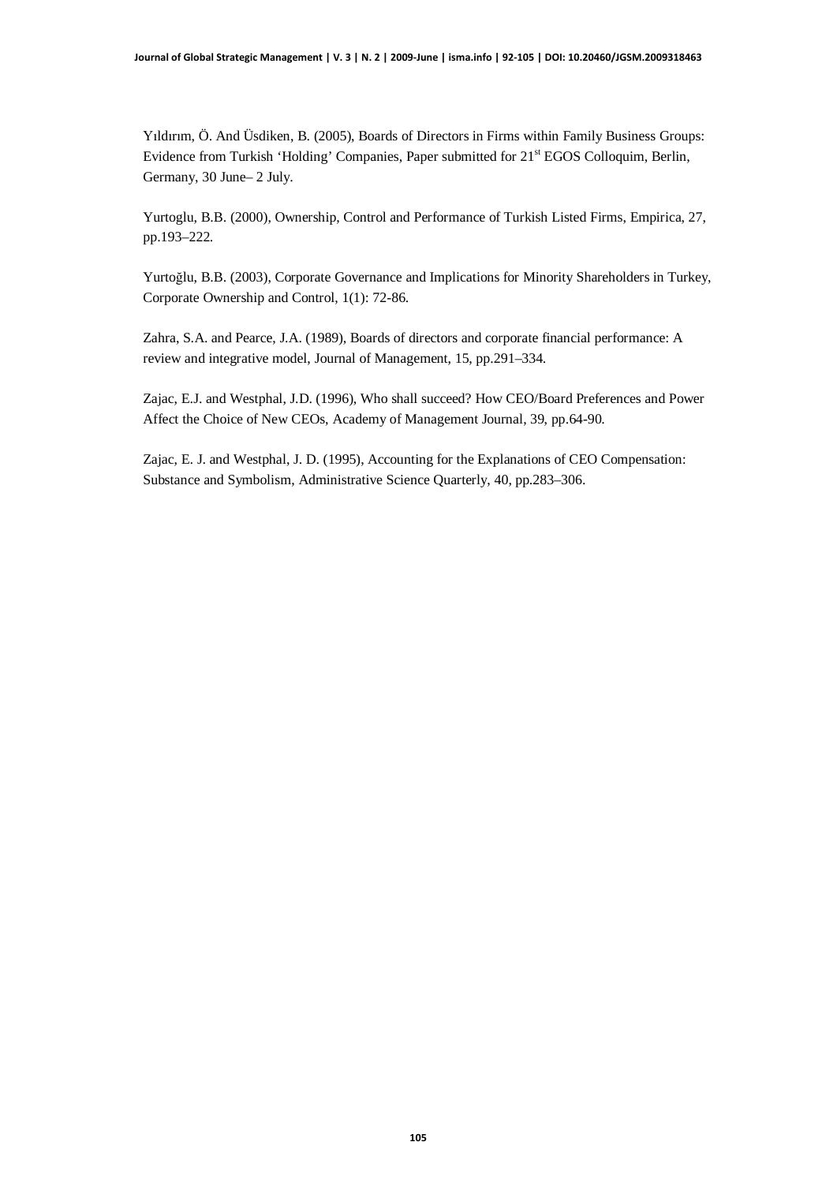Yıldırım, Ö. And Üsdiken, B. (2005), Boards of Directors in Firms within Family Business Groups: Evidence from Turkish 'Holding' Companies, Paper submitted for 21st EGOS Colloquim, Berlin, Germany, 30 June– 2 July.

Yurtoglu, B.B. (2000), Ownership, Control and Performance of Turkish Listed Firms, Empirica, 27, pp.193–222.

Yurtoğlu, B.B. (2003), Corporate Governance and Implications for Minority Shareholders in Turkey, Corporate Ownership and Control, 1(1): 72-86.

Zahra, S.A. and Pearce, J.A. (1989), Boards of directors and corporate financial performance: A review and integrative model, Journal of Management, 15, pp.291–334.

Zajac, E.J. and Westphal, J.D. (1996), Who shall succeed? How CEO/Board Preferences and Power Affect the Choice of New CEOs, Academy of Management Journal, 39, pp.64-90.

Zajac, E. J. and Westphal, J. D. (1995), Accounting for the Explanations of CEO Compensation: Substance and Symbolism, Administrative Science Quarterly, 40, pp.283–306.